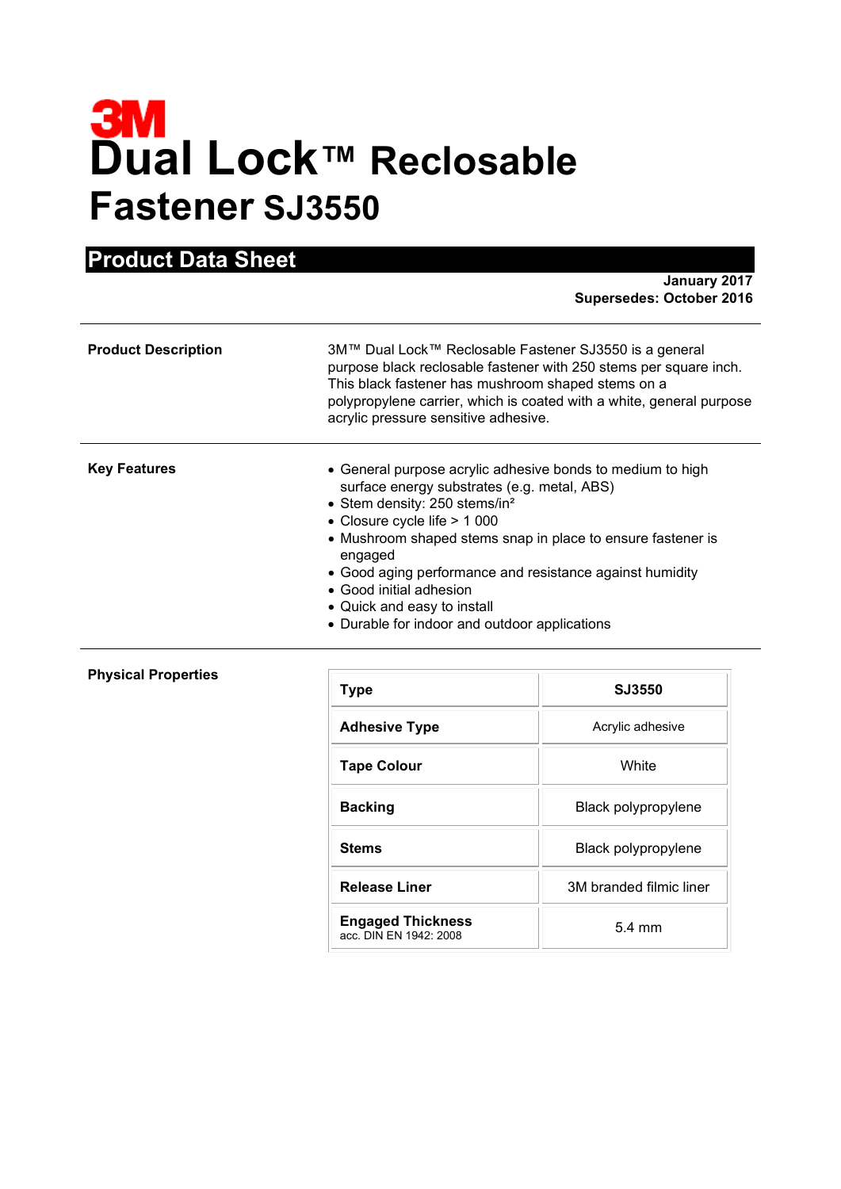3M

# Dual Lock™ Reclosable Fastener SJ3550

## Product Data Sheet

**January 2017**
**Supersedes: October 2016**

---

**Product Description**

3M™ Dual Lock™ Reclosable Fastener SJ3550 is a general purpose black reclosable fastener with 250 stems per square inch. This black fastener has mushroom shaped stems on a polypropylene carrier, which is coated with a white, general purpose acrylic pressure sensitive adhesive.

---

**Key Features**

- General purpose acrylic adhesive bonds to medium to high surface energy substrates (e.g. metal, ABS)
- Stem density: 250 stems/in²
- Closure cycle life > 1 000
- Mushroom shaped stems snap in place to ensure fastener is engaged
- Good aging performance and resistance against humidity
- Good initial adhesion
- Quick and easy to install
- Durable for indoor and outdoor applications

---

**Physical Properties**

| Type | SJ3550 |
|---|---|
| **Adhesive Type** | Acrylic adhesive |
| **Tape Colour** | White |
| **Backing** | Black polypropylene |
| **Stems** | Black polypropylene |
| **Release Liner** | 3M branded filmic liner |
| **Engaged Thickness** acc. DIN EN 1942: 2008 | 5.4 mm |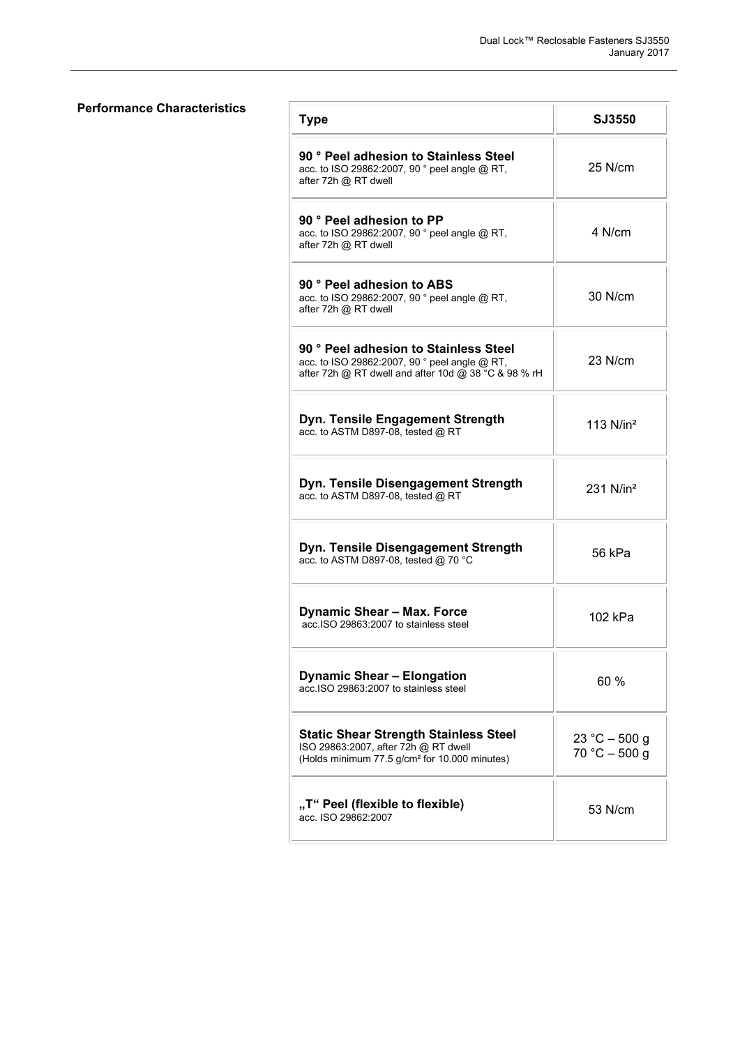## Performance Characteristics

| Type | SJ3550 |
|---|---|
| **90 ° Peel adhesion to Stainless Steel**<br>acc. to ISO 29862:2007, 90 ° peel angle @ RT, after 72h @ RT dwell | 25 N/cm |
| **90 ° Peel adhesion to PP**<br>acc. to ISO 29862:2007, 90 ° peel angle @ RT, after 72h @ RT dwell | 4 N/cm |
| **90 ° Peel adhesion to ABS**<br>acc. to ISO 29862:2007, 90 ° peel angle @ RT, after 72h @ RT dwell | 30 N/cm |
| **90 ° Peel adhesion to Stainless Steel**<br>acc. to ISO 29862:2007, 90 ° peel angle @ RT, after 72h @ RT dwell and after 10d @ 38 °C & 98 % rH | 23 N/cm |
| **Dyn. Tensile Engagement Strength**<br>acc. to ASTM D897-08, tested @ RT | 113 N/in² |
| **Dyn. Tensile Disengagement Strength**<br>acc. to ASTM D897-08, tested @ RT | 231 N/in² |
| **Dyn. Tensile Disengagement Strength**<br>acc. to ASTM D897-08, tested @ 70 °C | 56 kPa |
| **Dynamic Shear – Max. Force**<br>acc.ISO 29863:2007 to stainless steel | 102 kPa |
| **Dynamic Shear – Elongation**<br>acc.ISO 29863:2007 to stainless steel | 60 % |
| **Static Shear Strength Stainless Steel**<br>ISO 29863:2007, after 72h @ RT dwell<br>(Holds minimum 77.5 g/cm² for 10.000 minutes) | 23 °C – 500 g<br>70 °C – 500 g |
| **„T“ Peel (flexible to flexible)**<br>acc. ISO 29862:2007 | 53 N/cm |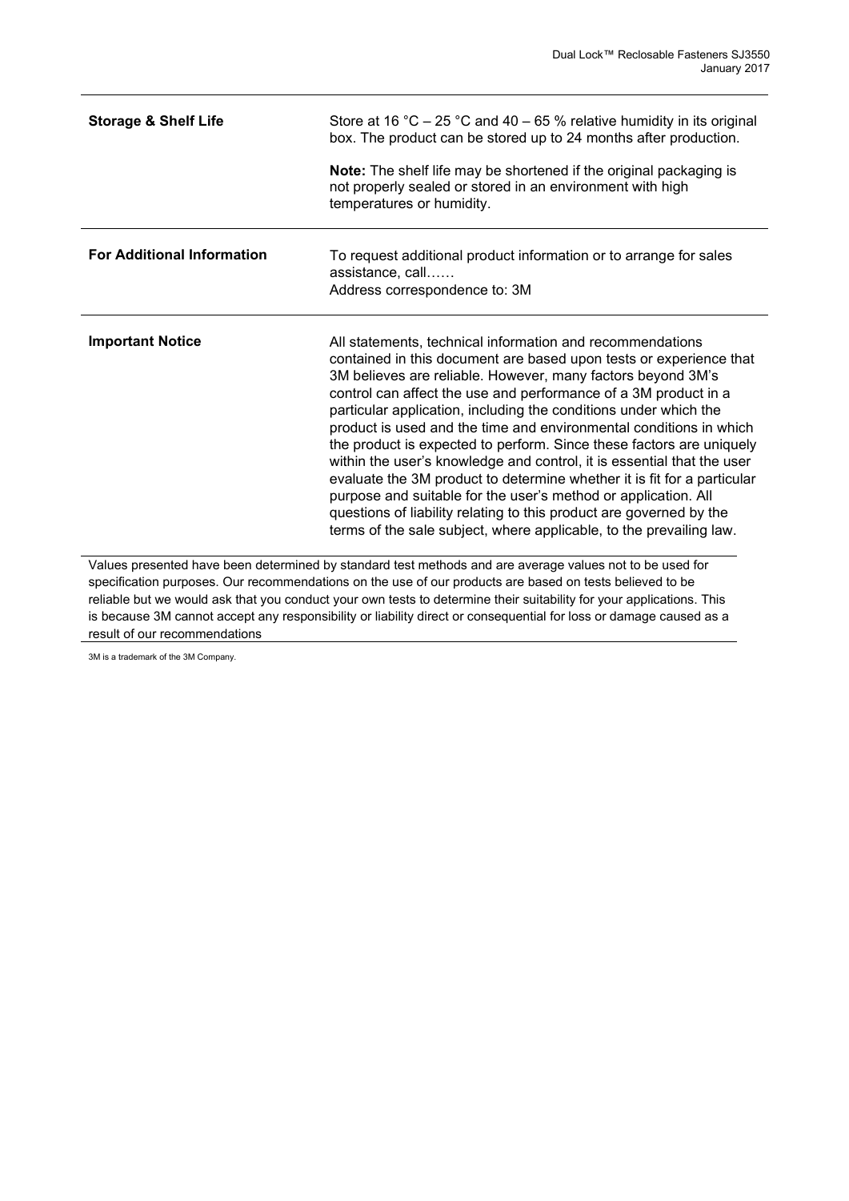| | |
|---|---|
| **Storage & Shelf Life** | Store at 16 °C – 25 °C and 40 – 65 % relative humidity in its original box. The product can be stored up to 24 months after production.<br><br>**Note:** The shelf life may be shortened if the original packaging is not properly sealed or stored in an environment with high temperatures or humidity. |
| **For Additional Information** | To request additional product information or to arrange for sales assistance, call……<br>Address correspondence to: 3M |
| **Important Notice** | All statements, technical information and recommendations contained in this document are based upon tests or experience that 3M believes are reliable. However, many factors beyond 3M's control can affect the use and performance of a 3M product in a particular application, including the conditions under which the product is used and the time and environmental conditions in which the product is expected to perform. Since these factors are uniquely within the user's knowledge and control, it is essential that the user evaluate the 3M product to determine whether it is fit for a particular purpose and suitable for the user's method or application. All questions of liability relating to this product are governed by the terms of the sale subject, where applicable, to the prevailing law. |

Values presented have been determined by standard test methods and are average values not to be used for specification purposes. Our recommendations on the use of our products are based on tests believed to be reliable but we would ask that you conduct your own tests to determine their suitability for your applications. This is because 3M cannot accept any responsibility or liability direct or consequential for loss or damage caused as a result of our recommendations

3M is a trademark of the 3M Company.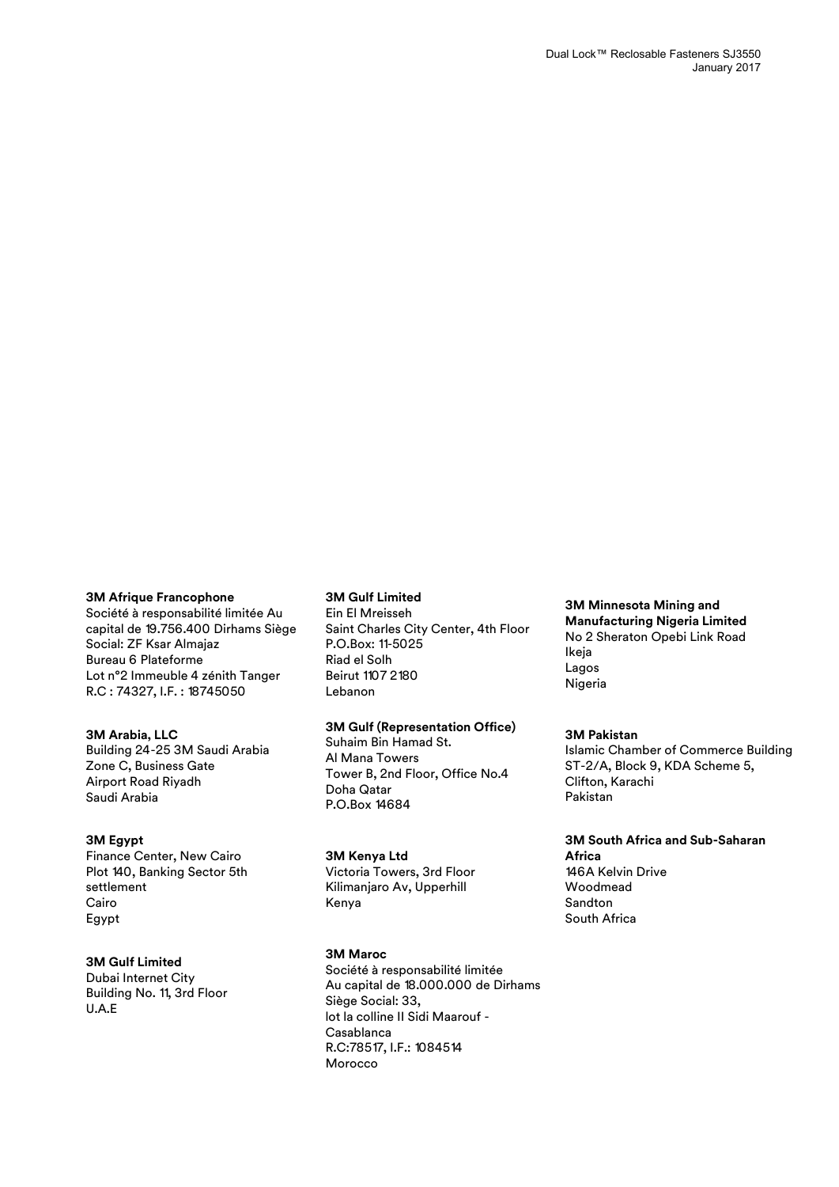**3M Afrique Francophone**
Société à responsabilité limitée Au capital de 19.756.400 Dirhams Siège Social: ZF Ksar Almajaz
Bureau 6 Plateforme
Lot n°2 Immeuble 4 zénith Tanger
R.C : 74327, I.F. : 18745050

**3M Arabia, LLC**
Building 24-25 3M Saudi Arabia
Zone C, Business Gate
Airport Road Riyadh
Saudi Arabia

**3M Egypt**
Finance Center, New Cairo
Plot 140, Banking Sector 5th settlement
Cairo
Egypt

**3M Gulf Limited**
Dubai Internet City
Building No. 11, 3rd Floor
U.A.E

**3M Gulf Limited**
Ein El Mreisseh
Saint Charles City Center, 4th Floor
P.O.Box: 11-5025
Riad el Solh
Beirut 1107 2180
Lebanon

**3M Gulf (Representation Office)**
Suhaim Bin Hamad St.
Al Mana Towers
Tower B, 2nd Floor, Office No.4
Doha Qatar
P.O.Box 14684

**3M Kenya Ltd**
Victoria Towers, 3rd Floor
Kilimanjaro Av, Upperhill
Kenya

**3M Maroc**
Société à responsabilité limitée
Au capital de 18.000.000 de Dirhams
Siège Social: 33,
lot la colline II Sidi Maarouf - Casablanca
R.C:78517, I.F.: 1084514
Morocco

**3M Minnesota Mining and Manufacturing Nigeria Limited**
No 2 Sheraton Opebi Link Road
Ikeja
Lagos
Nigeria

**3M Pakistan**
Islamic Chamber of Commerce Building
ST-2/A, Block 9, KDA Scheme 5,
Clifton, Karachi
Pakistan

**3M South Africa and Sub-Saharan Africa**
146A Kelvin Drive
Woodmead
Sandton
South Africa